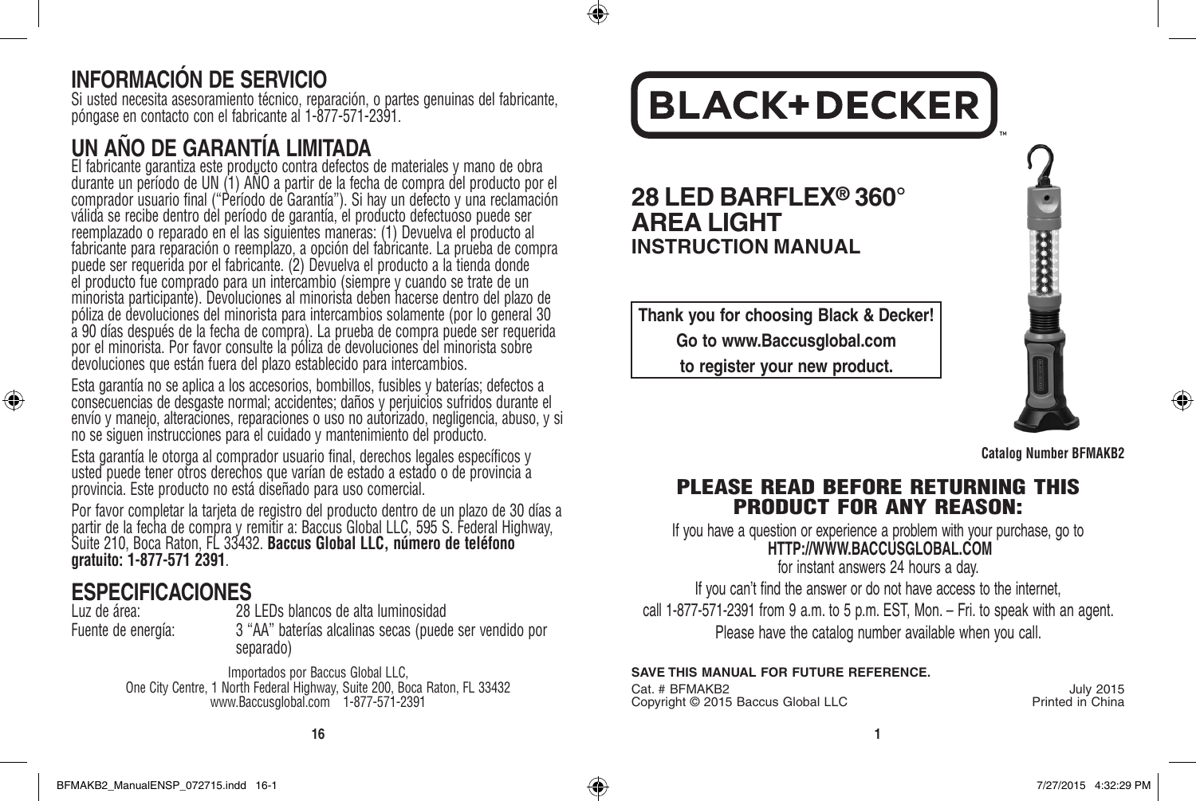## INFORMACIÓN DE SERVICIO

Si usted necesita asesoramiento técnico, reparación, o partes genuinas del fabricante, póngase en contacto con el fabricante al 1-877-571-2391.

## UN AÑO DE GARANTÍA LIMITADA

El fabricante garantiza este producto contra defectos de materiales y mano de obra durante un período de UN (1) AÑO a partir de la fecha de compra del producto por el comprador usuario final ("Período de Garantía"). Si hay un defecto y una reclamación válida se recibe dentro del período de garantía, el producto defectuoso puede ser reemplazado o reparado en el las siguientes maneras: (1) Devuelva el producto al fabricante para reparación o reemplazo, a opción del fabricante. La prueba de compra puede ser requerida por el fabricante. (2) Devuelva el producto a la tienda donde el producto fue comprado para un intercambio (siempre y cuando se trate de un minorista participante). Devoluciones al minorista deben hacerse dentro del plazo de póliza de devoluciones del minorista para intercambios solamente (por lo general 30 a 90 días después de la fecha de compra). La prueba de compra puede ser requerida por el minorista. Por favor consulte la póliza de devoluciones del minorista sobre devoluciones que están fuera del plazo establecido para intercambios.

Esta garantía no se aplica a los accesorios, bombillos, fusibles y baterías; defectos a consecuencias de desgaste normal; accidentes; daños y perjuicios sufridos durante el envío y manejo, alteraciones, reparaciones o uso no autorizado, negligencia, abuso, y si no se siguen instrucciones para el cuidado y mantenimiento del producto.

Esta garantía le otorga al comprador usuario final, derechos legales específicos y usted puede tener otros derechos que varían de estado a estado o de provincia a provincia. Este producto no está diseñado para uso comercial.

Por favor completar la tarjeta de registro del producto dentro de un plazo de 30 días a partir de la fecha de compra y remitir a: Baccus Global LLC, 595 S. Federal Highway, Suite 210, Boca Raton, FL 33432. **Baccus Global LLC, número de teléfono gratuito: 1-877-571 2391**.

## ESPECIFICACIONES

| | |
|---|---|
| Luz de área: | 28 LEDs blancos de alta luminosidad |
| Fuente de energía: | 3 "AA" baterías alcalinas secas (puede ser vendido por separado) |

Importados por Baccus Global LLC,
One City Centre, 1 North Federal Highway, Suite 200, Boca Raton, FL 33432
www.Baccusglobal.com 1-877-571-2391

BLACK+DECKER™

# 28 LED BARFLEX® 360° AREA LIGHT

## INSTRUCTION MANUAL

**Thank you for choosing Black & Decker!**
**Go to www.Baccusglobal.com**
**to register your new product.**

**Catalog Number BFMAKB2**

## PLEASE READ BEFORE RETURNING THIS PRODUCT FOR ANY REASON:

If you have a question or experience a problem with your purchase, go to
**HTTP://WWW.BACCUSGLOBAL.COM**
for instant answers 24 hours a day.

If you can't find the answer or do not have access to the internet,
call 1-877-571-2391 from 9 a.m. to 5 p.m. EST, Mon. – Fri. to speak with an agent.

Please have the catalog number available when you call.

**SAVE THIS MANUAL FOR FUTURE REFERENCE.**

Cat. # BFMAKB2
Copyright © 2015 Baccus Global LLC

July 2015
Printed in China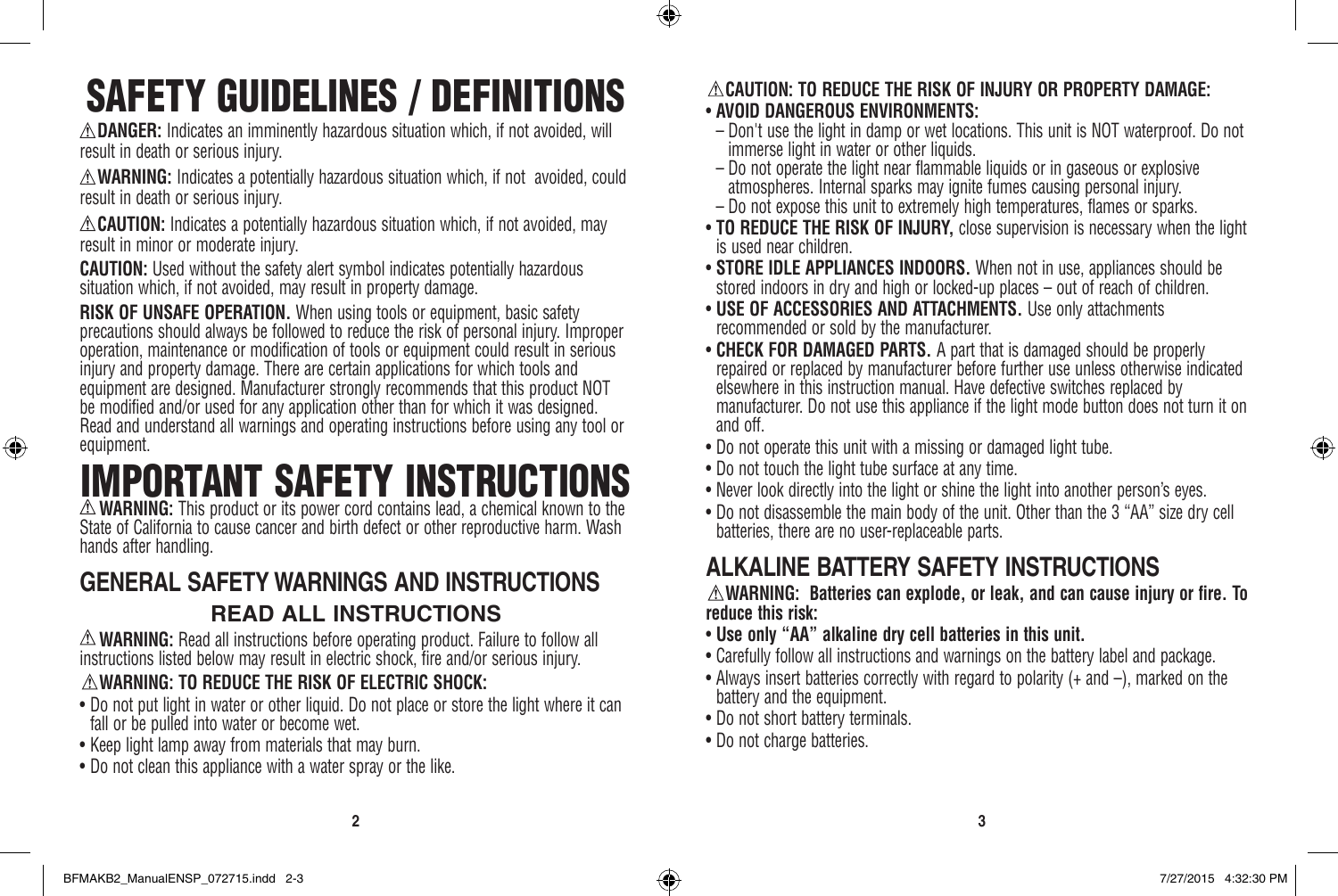# SAFETY GUIDELINES / DEFINITIONS

⚠ **DANGER:** Indicates an imminently hazardous situation which, if not avoided, will result in death or serious injury.

⚠ **WARNING:** Indicates a potentially hazardous situation which, if not avoided, could result in death or serious injury.

⚠ **CAUTION:** Indicates a potentially hazardous situation which, if not avoided, may result in minor or moderate injury.

**CAUTION:** Used without the safety alert symbol indicates potentially hazardous situation which, if not avoided, may result in property damage.

**RISK OF UNSAFE OPERATION.** When using tools or equipment, basic safety precautions should always be followed to reduce the risk of personal injury. Improper operation, maintenance or modification of tools or equipment could result in serious injury and property damage. There are certain applications for which tools and equipment are designed. Manufacturer strongly recommends that this product NOT be modified and/or used for any application other than for which it was designed. Read and understand all warnings and operating instructions before using any tool or equipment.

# IMPORTANT SAFETY INSTRUCTIONS

⚠ **WARNING:** This product or its power cord contains lead, a chemical known to the State of California to cause cancer and birth defect or other reproductive harm. Wash hands after handling.

## GENERAL SAFETY WARNINGS AND INSTRUCTIONS

### READ ALL INSTRUCTIONS

⚠ **WARNING:** Read all instructions before operating product. Failure to follow all instructions listed below may result in electric shock, fire and/or serious injury.

⚠ **WARNING: TO REDUCE THE RISK OF ELECTRIC SHOCK:**

- Do not put light in water or other liquid. Do not place or store the light where it can fall or be pulled into water or become wet.
- Keep light lamp away from materials that may burn.
- Do not clean this appliance with a water spray or the like.

⚠ **CAUTION: TO REDUCE THE RISK OF INJURY OR PROPERTY DAMAGE:**

- **AVOID DANGEROUS ENVIRONMENTS:**
  - Don't use the light in damp or wet locations. This unit is NOT waterproof. Do not immerse light in water or other liquids.
  - Do not operate the light near flammable liquids or in gaseous or explosive atmospheres. Internal sparks may ignite fumes causing personal injury.
  - Do not expose this unit to extremely high temperatures, flames or sparks.
- **TO REDUCE THE RISK OF INJURY,** close supervision is necessary when the light is used near children.
- **STORE IDLE APPLIANCES INDOORS.** When not in use, appliances should be stored indoors in dry and high or locked-up places – out of reach of children.
- **USE OF ACCESSORIES AND ATTACHMENTS.** Use only attachments recommended or sold by the manufacturer.
- **CHECK FOR DAMAGED PARTS.** A part that is damaged should be properly repaired or replaced by manufacturer before further use unless otherwise indicated elsewhere in this instruction manual. Have defective switches replaced by manufacturer. Do not use this appliance if the light mode button does not turn it on and off.
- Do not operate this unit with a missing or damaged light tube.
- Do not touch the light tube surface at any time.
- Never look directly into the light or shine the light into another person's eyes.
- Do not disassemble the main body of the unit. Other than the 3 "AA" size dry cell batteries, there are no user-replaceable parts.

## ALKALINE BATTERY SAFETY INSTRUCTIONS

⚠ **WARNING: Batteries can explode, or leak, and can cause injury or fire. To reduce this risk:**

- **Use only "AA" alkaline dry cell batteries in this unit.**
- Carefully follow all instructions and warnings on the battery label and package.
- Always insert batteries correctly with regard to polarity (+ and –), marked on the battery and the equipment.
- Do not short battery terminals.
- Do not charge batteries.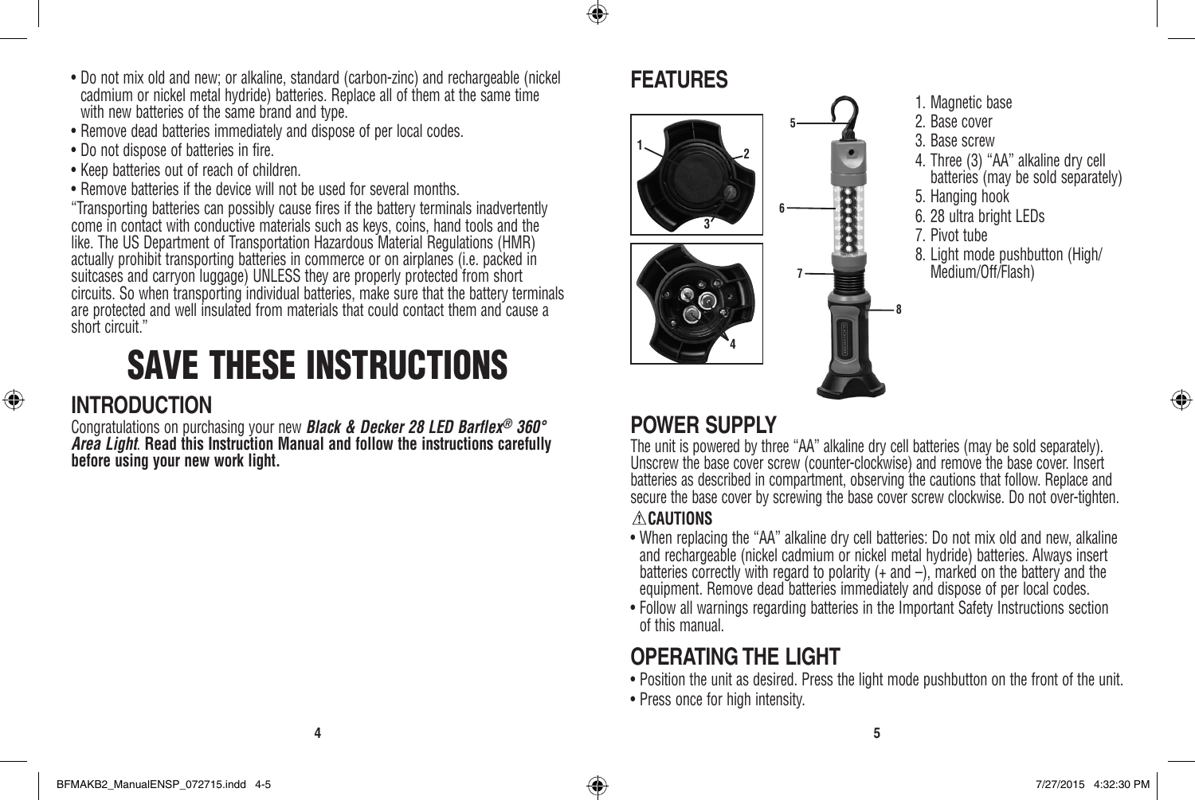- Do not mix old and new; or alkaline, standard (carbon-zinc) and rechargeable (nickel cadmium or nickel metal hydride) batteries. Replace all of them at the same time with new batteries of the same brand and type.
- Remove dead batteries immediately and dispose of per local codes.
- Do not dispose of batteries in fire.
- Keep batteries out of reach of children.
- Remove batteries if the device will not be used for several months.

"Transporting batteries can possibly cause fires if the battery terminals inadvertently come in contact with conductive materials such as keys, coins, hand tools and the like. The US Department of Transportation Hazardous Material Regulations (HMR) actually prohibit transporting batteries in commerce or on airplanes (i.e. packed in suitcases and carryon luggage) UNLESS they are properly protected from short circuits. So when transporting individual batteries, make sure that the battery terminals are protected and well insulated from materials that could contact them and cause a short circuit."

# SAVE THESE INSTRUCTIONS

## INTRODUCTION

Congratulations on purchasing your new ***Black & Decker 28 LED Barflex® 360° Area Light***. **Read this Instruction Manual and follow the instructions carefully before using your new work light.**

## FEATURES

1. Magnetic base
2. Base cover
3. Base screw
4. Three (3) "AA" alkaline dry cell batteries (may be sold separately)
5. Hanging hook
6. 28 ultra bright LEDs
7. Pivot tube
8. Light mode pushbutton (High/Medium/Off/Flash)

## POWER SUPPLY

The unit is powered by three "AA" alkaline dry cell batteries (may be sold separately). Unscrew the base cover screw (counter-clockwise) and remove the base cover. Insert batteries as described in compartment, observing the cautions that follow. Replace and secure the base cover by screwing the base cover screw clockwise. Do not over-tighten.

**⚠CAUTIONS**

- When replacing the "AA" alkaline dry cell batteries: Do not mix old and new, alkaline and rechargeable (nickel cadmium or nickel metal hydride) batteries. Always insert batteries correctly with regard to polarity (+ and –), marked on the battery and the equipment. Remove dead batteries immediately and dispose of per local codes.
- Follow all warnings regarding batteries in the Important Safety Instructions section of this manual.

## OPERATING THE LIGHT

- Position the unit as desired. Press the light mode pushbutton on the front of the unit.
- Press once for high intensity.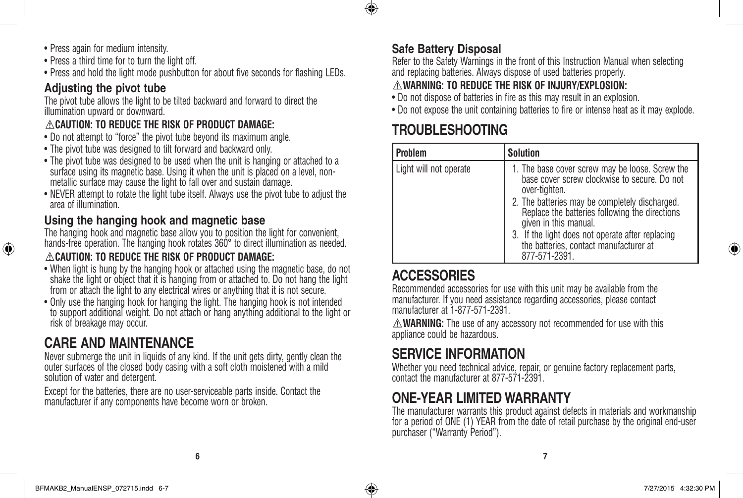- Press again for medium intensity.
- Press a third time for to turn the light off.
- Press and hold the light mode pushbutton for about five seconds for flashing LEDs.

### Adjusting the pivot tube

The pivot tube allows the light to be tilted backward and forward to direct the illumination upward or downward.

⚠**CAUTION: TO REDUCE THE RISK OF PRODUCT DAMAGE:**

- Do not attempt to “force” the pivot tube beyond its maximum angle.
- The pivot tube was designed to tilt forward and backward only.
- The pivot tube was designed to be used when the unit is hanging or attached to a surface using its magnetic base. Using it when the unit is placed on a level, non-metallic surface may cause the light to fall over and sustain damage.
- NEVER attempt to rotate the light tube itself. Always use the pivot tube to adjust the area of illumination.

### Using the hanging hook and magnetic base

The hanging hook and magnetic base allow you to position the light for convenient, hands-free operation. The hanging hook rotates 360° to direct illumination as needed.

⚠**CAUTION: TO REDUCE THE RISK OF PRODUCT DAMAGE:**

- When light is hung by the hanging hook or attached using the magnetic base, do not shake the light or object that it is hanging from or attached to. Do not hang the light from or attach the light to any electrical wires or anything that it is not secure.
- Only use the hanging hook for hanging the light. The hanging hook is not intended to support additional weight. Do not attach or hang anything additional to the light or risk of breakage may occur.

## CARE AND MAINTENANCE

Never submerge the unit in liquids of any kind. If the unit gets dirty, gently clean the outer surfaces of the closed body casing with a soft cloth moistened with a mild solution of water and detergent.

Except for the batteries, there are no user-serviceable parts inside. Contact the manufacturer if any components have become worn or broken.

### Safe Battery Disposal

Refer to the Safety Warnings in the front of this Instruction Manual when selecting and replacing batteries. Always dispose of used batteries properly.

⚠**WARNING: TO REDUCE THE RISK OF INJURY/EXPLOSION:**

- Do not dispose of batteries in fire as this may result in an explosion.
- Do not expose the unit containing batteries to fire or intense heat as it may explode.

## TROUBLESHOOTING

| Problem | Solution |
|---|---|
| Light will not operate | 1. The base cover screw may be loose. Screw the base cover screw clockwise to secure. Do not over-tighten.<br>2. The batteries may be completely discharged. Replace the batteries following the directions given in this manual.<br>3. If the light does not operate after replacing the batteries, contact manufacturer at 877-571-2391. |

## ACCESSORIES

Recommended accessories for use with this unit may be available from the manufacturer. If you need assistance regarding accessories, please contact manufacturer at 1-877-571-2391.

⚠**WARNING:** The use of any accessory not recommended for use with this appliance could be hazardous.

## SERVICE INFORMATION

Whether you need technical advice, repair, or genuine factory replacement parts, contact the manufacturer at 877-571-2391.

## ONE-YEAR LIMITED WARRANTY

The manufacturer warrants this product against defects in materials and workmanship for a period of ONE (1) YEAR from the date of retail purchase by the original end-user purchaser (“Warranty Period”).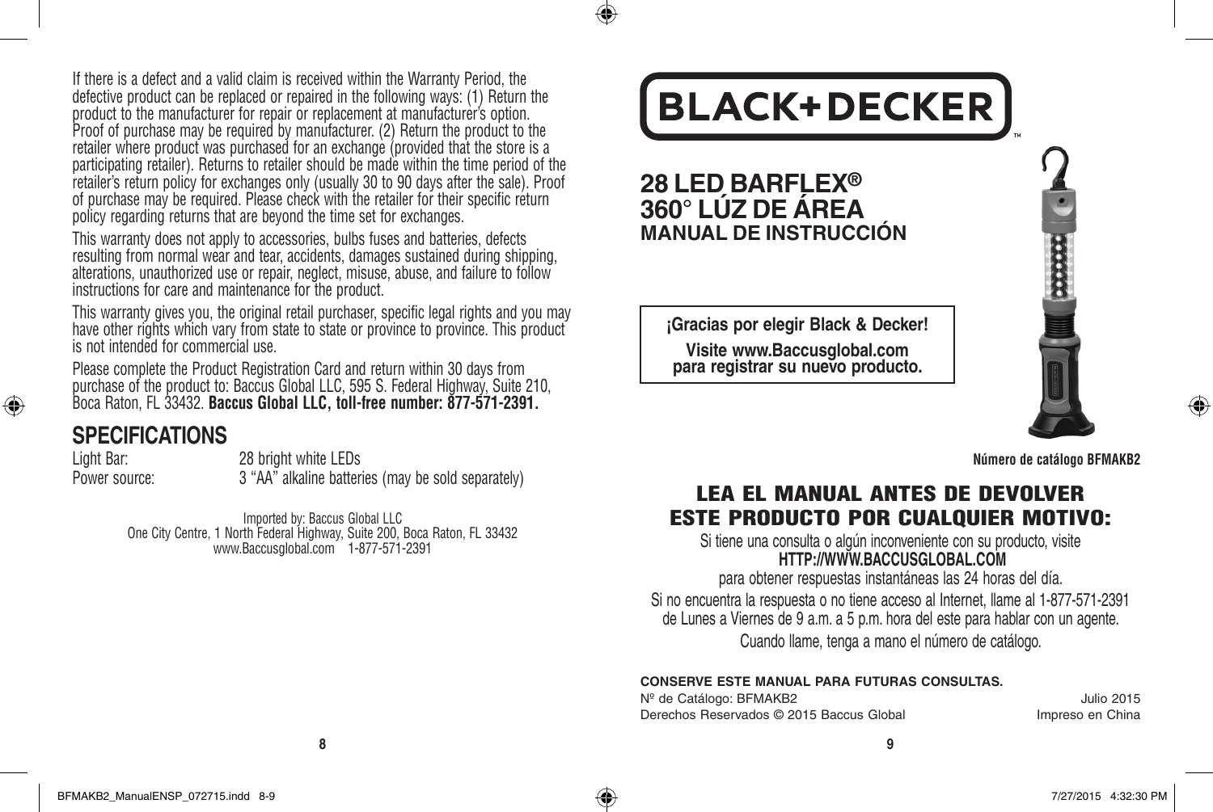If there is a defect and a valid claim is received within the Warranty Period, the defective product can be replaced or repaired in the following ways: (1) Return the product to the manufacturer for repair or replacement at manufacturer's option. Proof of purchase may be required by manufacturer. (2) Return the product to the retailer where product was purchased for an exchange (provided that the store is a participating retailer). Returns to retailer should be made within the time period of the retailer's return policy for exchanges only (usually 30 to 90 days after the sale). Proof of purchase may be required. Please check with the retailer for their specific return policy regarding returns that are beyond the time set for exchanges.

This warranty does not apply to accessories, bulbs fuses and batteries, defects resulting from normal wear and tear, accidents, damages sustained during shipping, alterations, unauthorized use or repair, neglect, misuse, abuse, and failure to follow instructions for care and maintenance for the product.

This warranty gives you, the original retail purchaser, specific legal rights and you may have other rights which vary from state to state or province to province. This product is not intended for commercial use.

Please complete the Product Registration Card and return within 30 days from purchase of the product to: Baccus Global LLC, 595 S. Federal Highway, Suite 210, Boca Raton, FL 33432. **Baccus Global LLC, toll-free number: 877-571-2391.**

## SPECIFICATIONS

| | |
|---|---|
| Light Bar: | 28 bright white LEDs |
| Power source: | 3 "AA" alkaline batteries (may be sold separately) |

Imported by: Baccus Global LLC
One City Centre, 1 North Federal Highway, Suite 200, Boca Raton, FL 33432
www.Baccusglobal.com 1-877-571-2391

BLACK+DECKER™

# 28 LED BARFLEX®
# 360° LÚZ DE ÁREA
## MANUAL DE INSTRUCCIÓN

**¡Gracias por elegir Black & Decker!**

**Visite www.Baccusglobal.com para registrar su nuevo producto.**

**Número de catálogo BFMAKB2**

## LEA EL MANUAL ANTES DE DEVOLVER ESTE PRODUCTO POR CUALQUIER MOTIVO:

Si tiene una consulta o algún inconveniente con su producto, visite
**HTTP://WWW.BACCUSGLOBAL.COM**
para obtener respuestas instantáneas las 24 horas del día.

Si no encuentra la respuesta o no tiene acceso al Internet, llame al 1-877-571-2391 de Lunes a Viernes de 9 a.m. a 5 p.m. hora del este para hablar con un agente.

Cuando llame, tenga a mano el número de catálogo.

**CONSERVE ESTE MANUAL PARA FUTURAS CONSULTAS.**

Nº de Catálogo: BFMAKB2 Julio 2015
Derechos Reservados © 2015 Baccus Global Impreso en China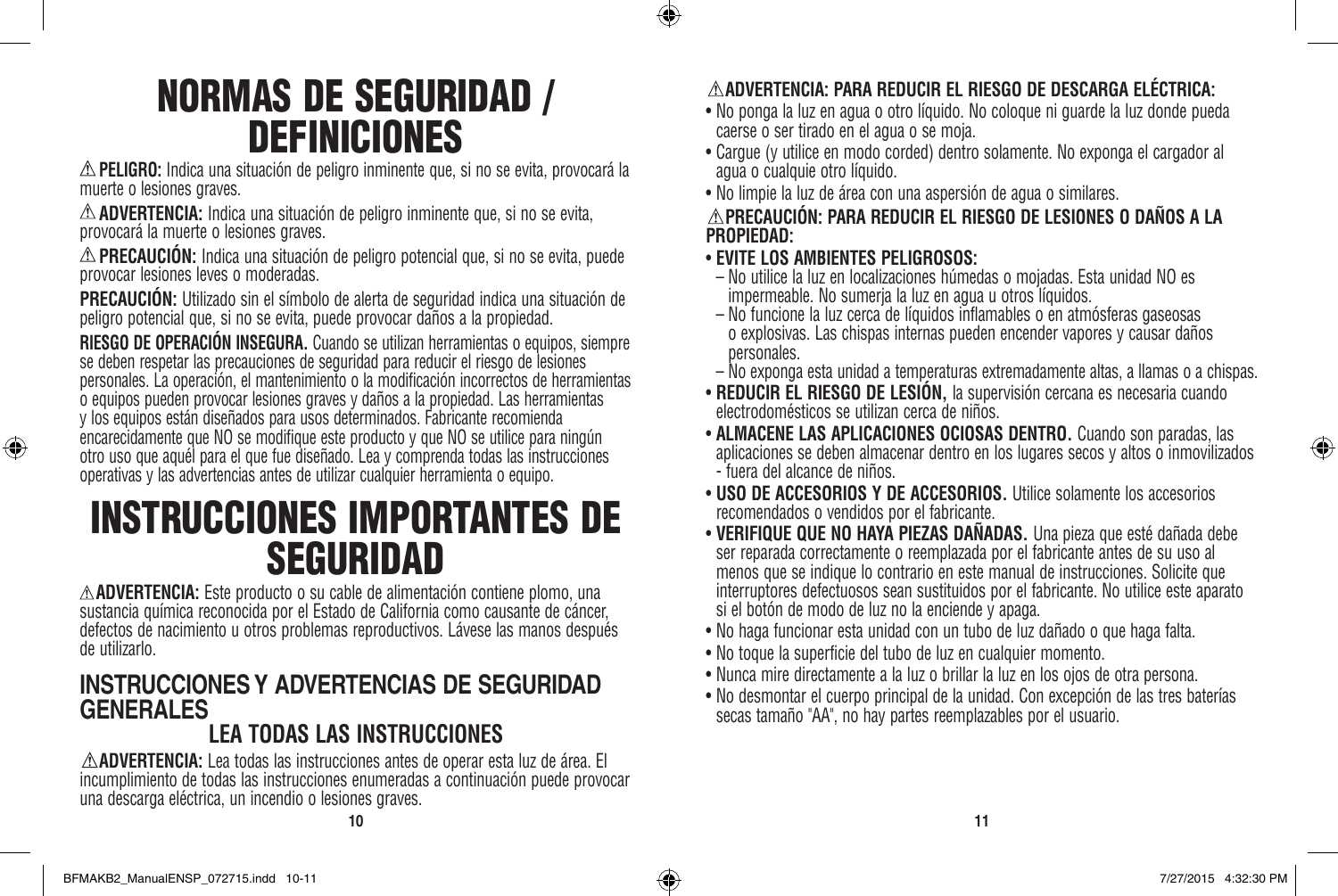# NORMAS DE SEGURIDAD / DEFINICIONES

⚠ **PELIGRO:** Indica una situación de peligro inminente que, si no se evita, provocará la muerte o lesiones graves.

⚠ **ADVERTENCIA:** Indica una situación de peligro inminente que, si no se evita, provocará la muerte o lesiones graves.

⚠ **PRECAUCIÓN:** Indica una situación de peligro potencial que, si no se evita, puede provocar lesiones leves o moderadas.

**PRECAUCIÓN:** Utilizado sin el símbolo de alerta de seguridad indica una situación de peligro potencial que, si no se evita, puede provocar daños a la propiedad.

**RIESGO DE OPERACIÓN INSEGURA.** Cuando se utilizan herramientas o equipos, siempre se deben respetar las precauciones de seguridad para reducir el riesgo de lesiones personales. La operación, el mantenimiento o la modificación incorrectos de herramientas o equipos pueden provocar lesiones graves y daños a la propiedad. Las herramientas y los equipos están diseñados para usos determinados. Fabricante recomienda encarecidamente que NO se modifique este producto y que NO se utilice para ningún otro uso que aquél para el que fue diseñado. Lea y comprenda todas las instrucciones operativas y las advertencias antes de utilizar cualquier herramienta o equipo.

# INSTRUCCIONES IMPORTANTES DE SEGURIDAD

⚠ **ADVERTENCIA:** Este producto o su cable de alimentación contiene plomo, una sustancia química reconocida por el Estado de California como causante de cáncer, defectos de nacimiento u otros problemas reproductivos. Lávese las manos después de utilizarlo.

## INSTRUCCIONES Y ADVERTENCIAS DE SEGURIDAD GENERALES

### LEA TODAS LAS INSTRUCCIONES

⚠ **ADVERTENCIA:** Lea todas las instrucciones antes de operar esta luz de área. El incumplimiento de todas las instrucciones enumeradas a continuación puede provocar una descarga eléctrica, un incendio o lesiones graves.

⚠ **ADVERTENCIA: PARA REDUCIR EL RIESGO DE DESCARGA ELÉCTRICA:**

- No ponga la luz en agua o otro líquido. No coloque ni guarde la luz donde pueda caerse o ser tirado en el agua o se moja.
- Cargue (y utilice en modo corded) dentro solamente. No exponga el cargador al agua o cualquie otro líquido.
- No limpie la luz de área con una aspersión de agua o similares.

⚠ **PRECAUCIÓN: PARA REDUCIR EL RIESGO DE LESIONES O DAÑOS A LA PROPIEDAD:**

- **EVITE LOS AMBIENTES PELIGROSOS:**
  - No utilice la luz en localizaciones húmedas o mojadas. Esta unidad NO es impermeable. No sumerja la luz en agua u otros líquidos.
  - No funcione la luz cerca de líquidos inflamables o en atmósferas gaseosas o explosivas. Las chispas internas pueden encender vapores y causar daños personales.
  - No exponga esta unidad a temperaturas extremadamente altas, a llamas o a chispas.
- **REDUCIR EL RIESGO DE LESIÓN,** la supervisión cercana es necesaria cuando electrodomésticos se utilizan cerca de niños.
- **ALMACENE LAS APLICACIONES OCIOSAS DENTRO.** Cuando son paradas, las aplicaciones se deben almacenar dentro en los lugares secos y altos o inmovilizados - fuera del alcance de niños.
- **USO DE ACCESORIOS Y DE ACCESORIOS.** Utilice solamente los accesorios recomendados o vendidos por el fabricante.
- **VERIFIQUE QUE NO HAYA PIEZAS DAÑADAS.** Una pieza que esté dañada debe ser reparada correctamente o reemplazada por el fabricante antes de su uso al menos que se indique lo contrario en este manual de instrucciones. Solicite que interruptores defectuosos sean sustituidos por el fabricante. No utilice este aparato si el botón de modo de luz no la enciende y apaga.
- No haga funcionar esta unidad con un tubo de luz dañado o que haga falta.
- No toque la superficie del tubo de luz en cualquier momento.
- Nunca mire directamente a la luz o brillar la luz en los ojos de otra persona.
- No desmontar el cuerpo principal de la unidad. Con excepción de las tres baterías secas tamaño "AA", no hay partes reemplazables por el usuario.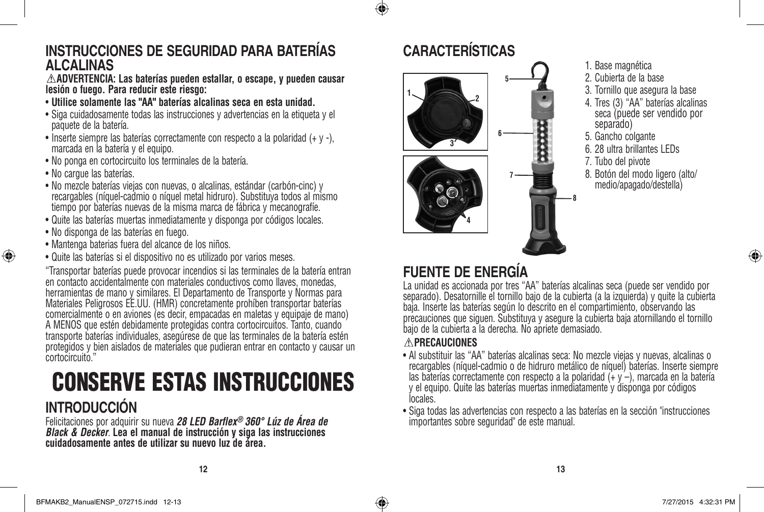## INSTRUCCIONES DE SEGURIDAD PARA BATERÍAS ALCALINAS

⚠**ADVERTENCIA: Las baterías pueden estallar, o escape, y pueden causar lesión o fuego. Para reducir este riesgo:**

- **Utilice solamente las "AA" baterías alcalinas seca en esta unidad.**
- Siga cuidadosamente todas las instrucciones y advertencias en la etiqueta y el paquete de la batería.
- Inserte siempre las baterías correctamente con respecto a la polaridad (+ y -), marcada en la batería y el equipo.
- No ponga en cortocircuito los terminales de la batería.
- No cargue las baterías.
- No mezcle baterías viejas con nuevas, o alcalinas, estándar (carbón-cinc) y recargables (níquel-cadmio o níquel metal hidruro). Substituya todos al mismo tiempo por baterías nuevas de la misma marca de fábrica y mecanografíe.
- Quite las baterías muertas inmediatamente y disponga por códigos locales.
- No disponga de las baterías en fuego.
- Mantenga baterias fuera del alcance de los niños.
- Quite las baterías si el dispositivo no es utilizado por varios meses.

"Transportar baterías puede provocar incendios si las terminales de la batería entran en contacto accidentalmente con materiales conductivos como llaves, monedas, herramientas de mano y similares. El Departamento de Transporte y Normas para Materiales Peligrosos EE.UU. (HMR) concretamente prohíben transportar baterías comercialmente o en aviones (es decir, empacadas en maletas y equipaje de mano) A MENOS que estén debidamente protegidas contra cortocircuitos. Tanto, cuando transporte baterías individuales, asegúrese de que las terminales de la batería estén protegidos y bien aislados de materiales que pudieran entrar en contacto y causar un cortocircuito."

# CONSERVE ESTAS INSTRUCCIONES

## INTRODUCCIÓN

Felicitaciones por adquirir su nueva ***28 LED Barflex® 360° Lúz de Área de Black & Decker***. **Lea el manual de instrucción y siga las instrucciones cuidadosamente antes de utilizar su nuevo luz de área.**

## CARACTERÍSTICAS

1. Base magnética
2. Cubierta de la base
3. Tornillo que asegura la base
4. Tres (3) "AA" baterías alcalinas seca (puede ser vendido por separado)
5. Gancho colgante
6. 28 ultra brillantes LEDs
7. Tubo del pivote
8. Botón del modo ligero (alto/medio/apagado/destella)

## FUENTE DE ENERGÍA

La unidad es accionada por tres "AA" baterías alcalinas seca (puede ser vendido por separado). Desatornille el tornillo bajo de la cubierta (a la izquierda) y quite la cubierta baja. Inserte las baterías según lo descrito en el compartimiento, observando las precauciones que siguen. Substituya y asegure la cubierta baja atornillando el tornillo bajo de la cubierta a la derecha. No apriete demasiado.

⚠**PRECAUCIONES**

- Al substituir las "AA" baterías alcalinas seca: No mezcle viejas y nuevas, alcalinas o recargables (níquel-cadmio o de hidruro metálico de níquel) baterías. Inserte siempre las baterías correctamente con respecto a la polaridad (+ y –), marcada en la batería y el equipo. Quite las baterías muertas inmediatamente y disponga por códigos locales.
- Siga todas las advertencias con respecto a las baterías en la sección "instrucciones importantes sobre seguridad" de este manual.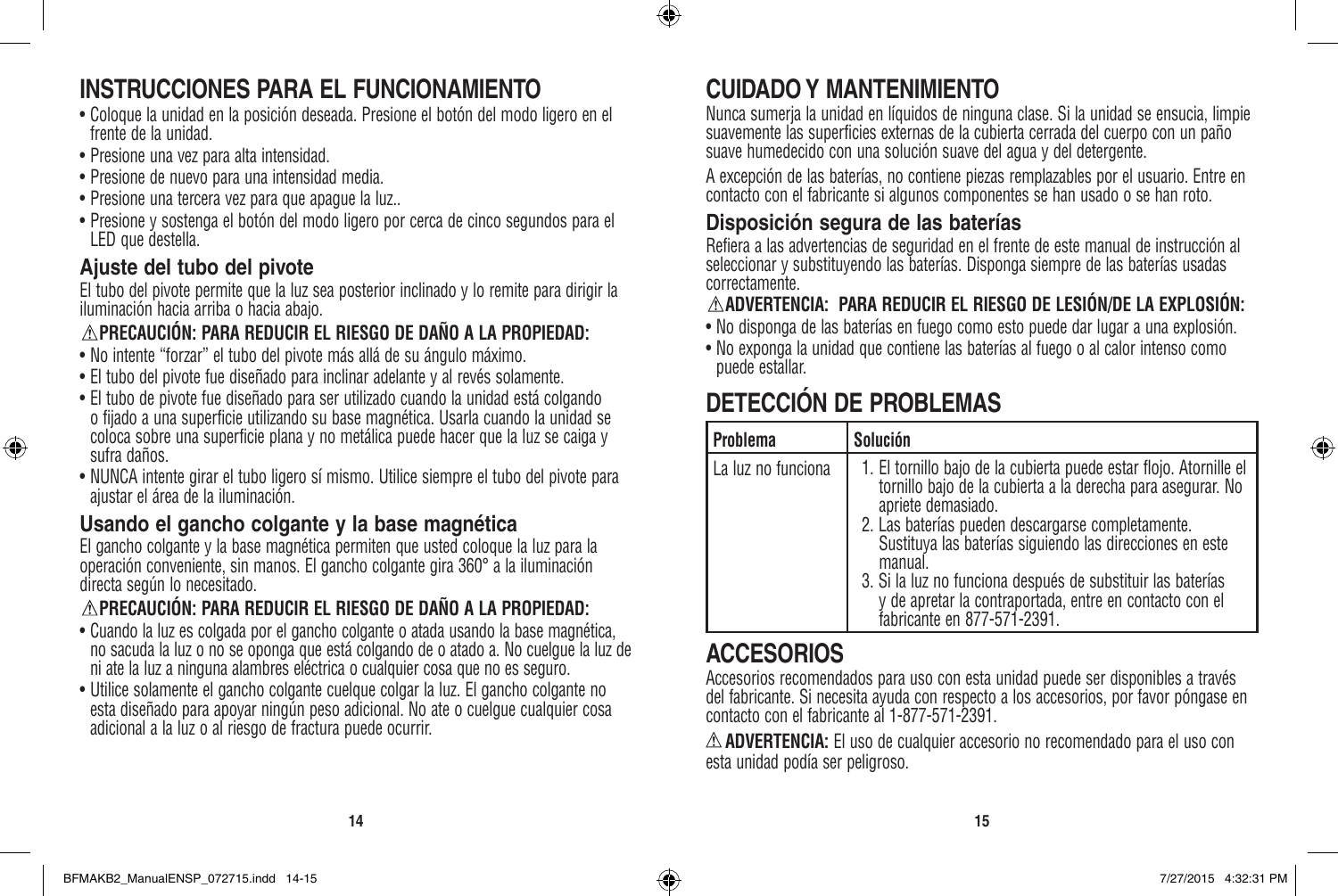# INSTRUCCIONES PARA EL FUNCIONAMIENTO

- Coloque la unidad en la posición deseada. Presione el botón del modo ligero en el frente de la unidad.
- Presione una vez para alta intensidad.
- Presione de nuevo para una intensidad media.
- Presione una tercera vez para que apague la luz..
- Presione y sostenga el botón del modo ligero por cerca de cinco segundos para el LED que destella.

### Ajuste del tubo del pivote

El tubo del pivote permite que la luz sea posterior inclinado y lo remite para dirigir la iluminación hacia arriba o hacia abajo.

**⚠PRECAUCIÓN: PARA REDUCIR EL RIESGO DE DAÑO A LA PROPIEDAD:**

- No intente "forzar" el tubo del pivote más allá de su ángulo máximo.
- El tubo del pivote fue diseñado para inclinar adelante y al revés solamente.
- El tubo de pivote fue diseñado para ser utilizado cuando la unidad está colgando o fijado a una superficie utilizando su base magnética. Usarla cuando la unidad se coloca sobre una superficie plana y no metálica puede hacer que la luz se caiga y sufra daños.
- NUNCA intente girar el tubo ligero sí mismo. Utilice siempre el tubo del pivote para ajustar el área de la iluminación.

### Usando el gancho colgante y la base magnética

El gancho colgante y la base magnética permiten que usted coloque la luz para la operación conveniente, sin manos. El gancho colgante gira 360° a la iluminación directa según lo necesitado.

**⚠PRECAUCIÓN: PARA REDUCIR EL RIESGO DE DAÑO A LA PROPIEDAD:**

- Cuando la luz es colgada por el gancho colgante o atada usando la base magnética, no sacuda la luz o no se oponga que está colgando de o atado a. No cuelgue la luz de ni ate la luz a ninguna alambres eléctrica o cualquier cosa que no es seguro.
- Utilice solamente el gancho colgante cuelque colgar la luz. El gancho colgante no esta diseñado para apoyar ningún peso adicional. No ate o cuelgue cualquier cosa adicional a la luz o al riesgo de fractura puede ocurrir.

# CUIDADO Y MANTENIMIENTO

Nunca sumerja la unidad en líquidos de ninguna clase. Si la unidad se ensucia, limpie suavemente las superficies externas de la cubierta cerrada del cuerpo con un paño suave humedecido con una solución suave del agua y del detergente.

A excepción de las baterías, no contiene piezas remplazables por el usuario. Entre en contacto con el fabricante si algunos componentes se han usado o se han roto.

### Disposición segura de las baterías

Refiera a las advertencias de seguridad en el frente de este manual de instrucción al seleccionar y substituyendo las baterías. Disponga siempre de las baterías usadas correctamente.

**⚠ADVERTENCIA: PARA REDUCIR EL RIESGO DE LESIÓN/DE LA EXPLOSIÓN:**

- No disponga de las baterías en fuego como esto puede dar lugar a una explosión.
- No exponga la unidad que contiene las baterías al fuego o al calor intenso como puede estallar.

# DETECCIÓN DE PROBLEMAS

| Problema | Solución |
|---|---|
| La luz no funciona | 1. El tornillo bajo de la cubierta puede estar flojo. Atornille el tornillo bajo de la cubierta a la derecha para asegurar. No apriete demasiado.<br>2. Las baterías pueden descargarse completamente. Sustituya las baterías siguiendo las direcciones en este manual.<br>3. Si la luz no funciona después de substituir las baterías y de apretar la contraportada, entre en contacto con el fabricante en 877-571-2391. |

# ACCESORIOS

Accesorios recomendados para uso con esta unidad puede ser disponibles a través del fabricante. Si necesita ayuda con respecto a los accesorios, por favor póngase en contacto con el fabricante al 1-877-571-2391.

⚠ **ADVERTENCIA:** El uso de cualquier accesorio no recomendado para el uso con esta unidad podía ser peligroso.